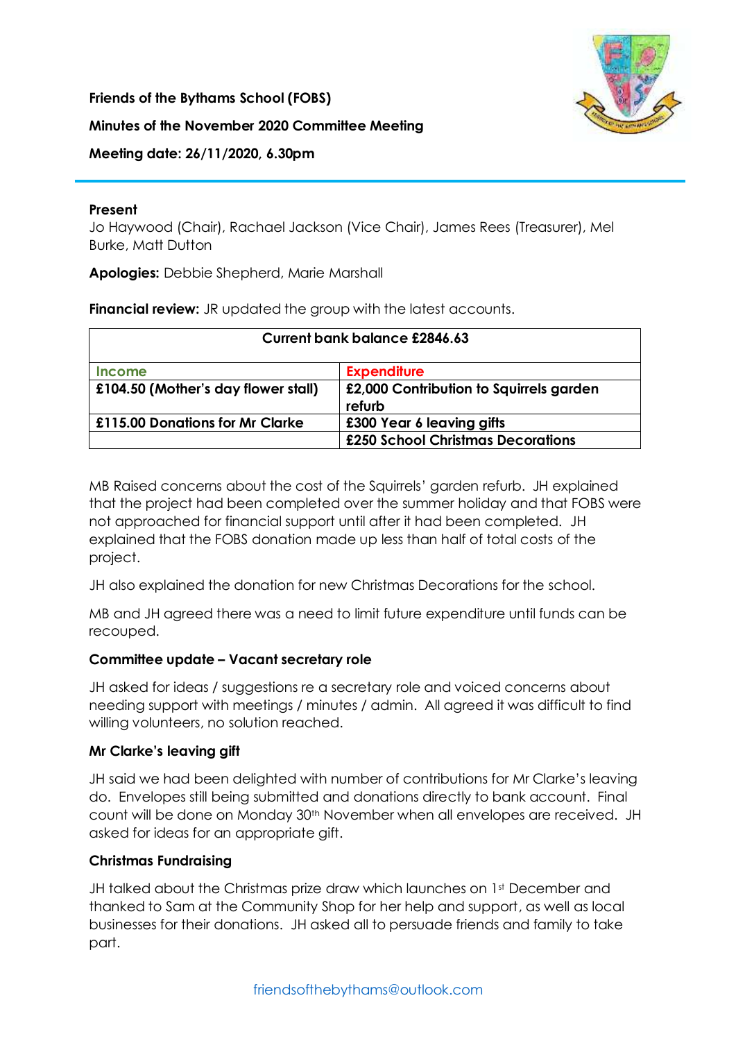**Friends of the Bythams School (FOBS)**

**Minutes of the November 2020 Committee Meeting**

**Meeting date: 26/11/2020, 6.30pm**

**Present**
Jo Haywood (Chair), Rachael Jackson (Vice Chair), James Rees (Treasurer), Mel Burke, Matt Dutton

**Apologies:** Debbie Shepherd, Marie Marshall

**Financial review:** JR updated the group with the latest accounts.

| Current bank balance £2846.63 | |
|---|---|
| Income | Expenditure |
| **£104.50 (Mother's day flower stall)** | **£2,000 Contribution to Squirrels garden refurb** |
| **£115.00 Donations for Mr Clarke** | **£300 Year 6 leaving gifts** |
| | **£250 School Christmas Decorations** |

MB Raised concerns about the cost of the Squirrels' garden refurb. JH explained that the project had been completed over the summer holiday and that FOBS were not approached for financial support until after it had been completed. JH explained that the FOBS donation made up less than half of total costs of the project.

JH also explained the donation for new Christmas Decorations for the school.

MB and JH agreed there was a need to limit future expenditure until funds can be recouped.

**Committee update – Vacant secretary role**

JH asked for ideas / suggestions re a secretary role and voiced concerns about needing support with meetings / minutes / admin. All agreed it was difficult to find willing volunteers, no solution reached.

**Mr Clarke's leaving gift**

JH said we had been delighted with number of contributions for Mr Clarke's leaving do. Envelopes still being submitted and donations directly to bank account. Final count will be done on Monday 30th November when all envelopes are received. JH asked for ideas for an appropriate gift.

**Christmas Fundraising**

JH talked about the Christmas prize draw which launches on 1st December and thanked to Sam at the Community Shop for her help and support, as well as local businesses for their donations. JH asked all to persuade friends and family to take part.

friendsofthebythams@outlook.com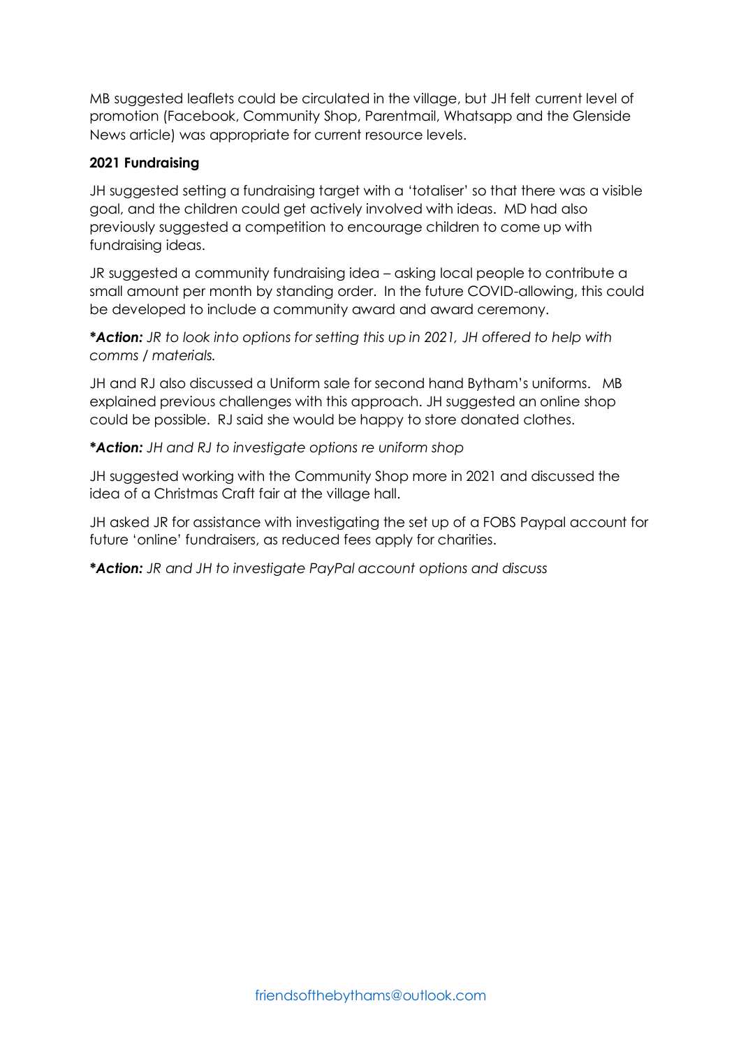MB suggested leaflets could be circulated in the village, but JH felt current level of promotion (Facebook, Community Shop, Parentmail, Whatsapp and the Glenside News article) was appropriate for current resource levels.

**2021 Fundraising**

JH suggested setting a fundraising target with a 'totaliser' so that there was a visible goal, and the children could get actively involved with ideas. MD had also previously suggested a competition to encourage children to come up with fundraising ideas.

JR suggested a community fundraising idea – asking local people to contribute a small amount per month by standing order. In the future COVID-allowing, this could be developed to include a community award and award ceremony.

***Action:** *JR to look into options for setting this up in 2021, JH offered to help with comms / materials.*

JH and RJ also discussed a Uniform sale for second hand Bytham's uniforms. MB explained previous challenges with this approach. JH suggested an online shop could be possible. RJ said she would be happy to store donated clothes.

***Action:** *JH and RJ to investigate options re uniform shop*

JH suggested working with the Community Shop more in 2021 and discussed the idea of a Christmas Craft fair at the village hall.

JH asked JR for assistance with investigating the set up of a FOBS Paypal account for future 'online' fundraisers, as reduced fees apply for charities.

***Action:** *JR and JH to investigate PayPal account options and discuss*

friendsofthebythams@outlook.com